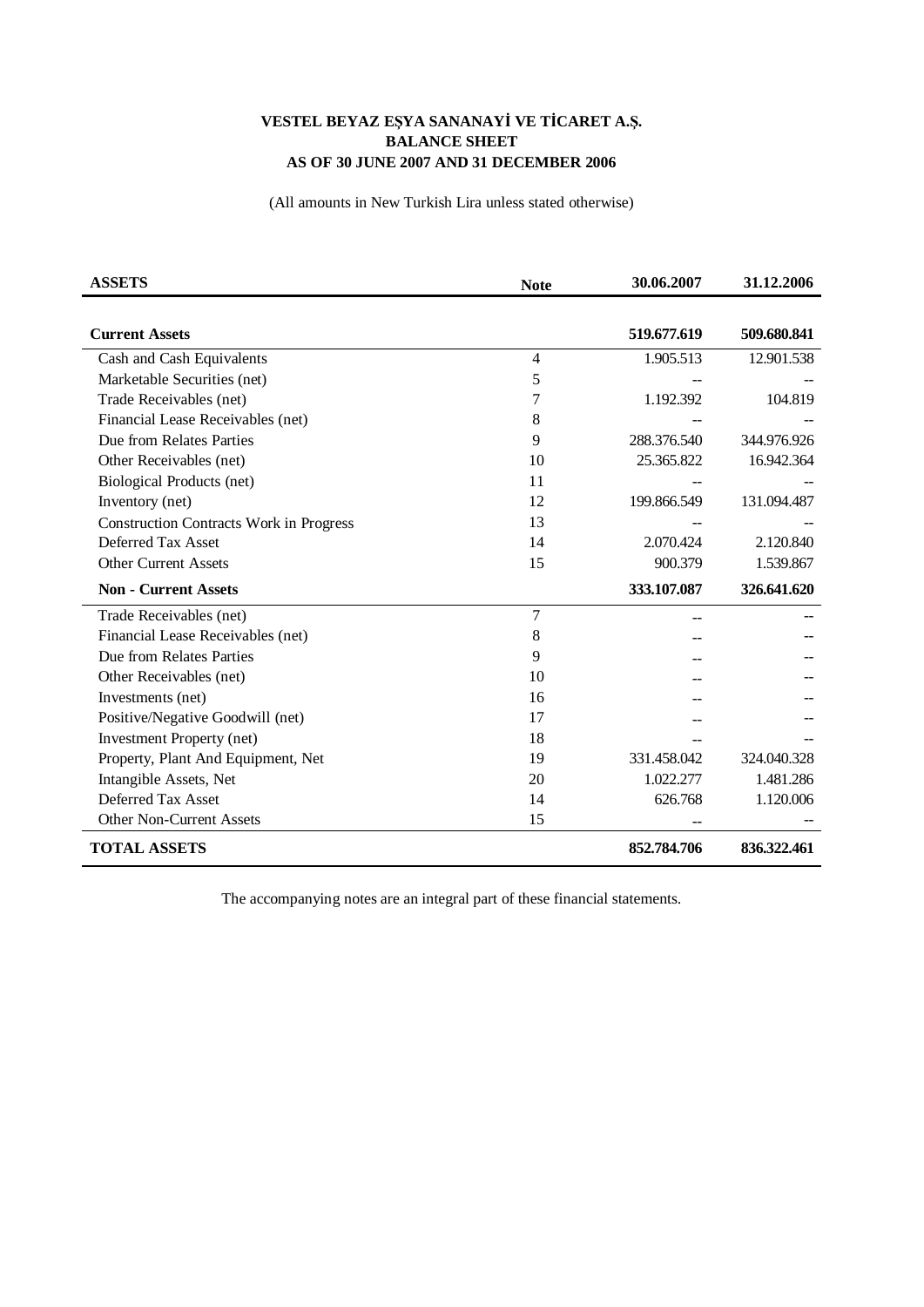**VESTEL BEYAZ EŞYA SANANAYİ VE TİCARET A.Ş.**
**BALANCE SHEET**
**AS OF 30 JUNE 2007 AND 31 DECEMBER 2006**

(All amounts in New Turkish Lira unless stated otherwise)

| ASSETS | Note | 30.06.2007 | 31.12.2006 |
|---|---|---|---|
| **Current Assets** | | **519.677.619** | **509.680.841** |
| Cash and Cash Equivalents | 4 | 1.905.513 | 12.901.538 |
| Marketable Securities (net) | 5 | -- | -- |
| Trade Receivables (net) | 7 | 1.192.392 | 104.819 |
| Financial Lease Receivables (net) | 8 | -- | -- |
| Due from Relates Parties | 9 | 288.376.540 | 344.976.926 |
| Other Receivables (net) | 10 | 25.365.822 | 16.942.364 |
| Biological Products (net) | 11 | -- | -- |
| Inventory (net) | 12 | 199.866.549 | 131.094.487 |
| Construction Contracts Work in Progress | 13 | -- | -- |
| Deferred Tax Asset | 14 | 2.070.424 | 2.120.840 |
| Other Current Assets | 15 | 900.379 | 1.539.867 |
| **Non - Current Assets** | | **333.107.087** | **326.641.620** |
| Trade Receivables (net) | 7 | -- | -- |
| Financial Lease Receivables (net) | 8 | -- | -- |
| Due from Relates Parties | 9 | -- | -- |
| Other Receivables (net) | 10 | -- | -- |
| Investments (net) | 16 | -- | -- |
| Positive/Negative Goodwill (net) | 17 | -- | -- |
| Investment Property (net) | 18 | -- | -- |
| Property, Plant And Equipment, Net | 19 | 331.458.042 | 324.040.328 |
| Intangible Assets, Net | 20 | 1.022.277 | 1.481.286 |
| Deferred Tax Asset | 14 | 626.768 | 1.120.006 |
| Other Non-Current Assets | 15 | -- | -- |
| **TOTAL ASSETS** | | **852.784.706** | **836.322.461** |

The accompanying notes are an integral part of these financial statements.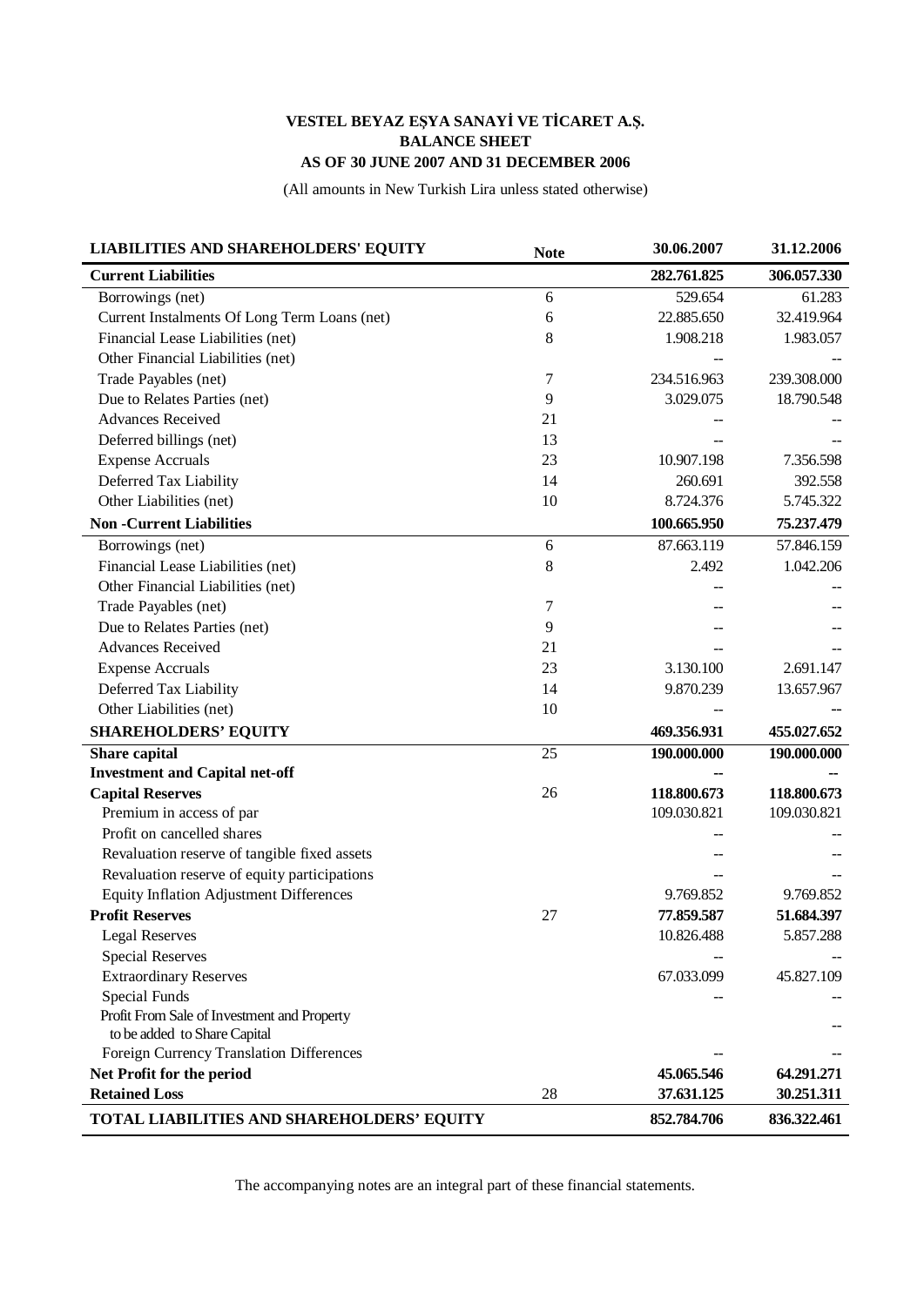**VESTEL BEYAZ EŞYA SANAYİ VE TİCARET A.Ş.**
**BALANCE SHEET**
**AS OF 30 JUNE 2007 AND 31 DECEMBER 2006**

(All amounts in New Turkish Lira unless stated otherwise)

| LIABILITIES AND SHAREHOLDERS' EQUITY | Note | 30.06.2007 | 31.12.2006 |
|---|---|---|---|
| **Current Liabilities** | | **282.761.825** | **306.057.330** |
| Borrowings (net) | 6 | 529.654 | 61.283 |
| Current Instalments Of Long Term Loans (net) | 6 | 22.885.650 | 32.419.964 |
| Financial Lease Liabilities (net) | 8 | 1.908.218 | 1.983.057 |
| Other Financial Liabilities (net) | | -- | -- |
| Trade Payables (net) | 7 | 234.516.963 | 239.308.000 |
| Due to Relates Parties (net) | 9 | 3.029.075 | 18.790.548 |
| Advances Received | 21 | -- | -- |
| Deferred billings (net) | 13 | -- | -- |
| Expense Accruals | 23 | 10.907.198 | 7.356.598 |
| Deferred Tax Liability | 14 | 260.691 | 392.558 |
| Other Liabilities (net) | 10 | 8.724.376 | 5.745.322 |
| **Non -Current Liabilities** | | **100.665.950** | **75.237.479** |
| Borrowings (net) | 6 | 87.663.119 | 57.846.159 |
| Financial Lease Liabilities (net) | 8 | 2.492 | 1.042.206 |
| Other Financial Liabilities (net) | | -- | -- |
| Trade Payables (net) | 7 | -- | -- |
| Due to Relates Parties (net) | 9 | -- | -- |
| Advances Received | 21 | -- | -- |
| Expense Accruals | 23 | 3.130.100 | 2.691.147 |
| Deferred Tax Liability | 14 | 9.870.239 | 13.657.967 |
| Other Liabilities (net) | 10 | -- | -- |
| **SHAREHOLDERS' EQUITY** | | **469.356.931** | **455.027.652** |
| **Share capital** | 25 | **190.000.000** | **190.000.000** |
| **Investment and Capital net-off** | | **--** | **--** |
| **Capital Reserves** | 26 | **118.800.673** | **118.800.673** |
| Premium in access of par | | 109.030.821 | 109.030.821 |
| Profit on cancelled shares | | -- | -- |
| Revaluation reserve of tangible fixed assets | | -- | -- |
| Revaluation reserve of equity participations | | -- | -- |
| Equity Inflation Adjustment Differences | | 9.769.852 | 9.769.852 |
| **Profit Reserves** | 27 | **77.859.587** | **51.684.397** |
| Legal Reserves | | 10.826.488 | 5.857.288 |
| Special Reserves | | -- | -- |
| Extraordinary Reserves | | 67.033.099 | 45.827.109 |
| Special Funds | | -- | -- |
| Profit From Sale of Investment and Property to be added to Share Capital | | | -- |
| Foreign Currency Translation Differences | | -- | -- |
| **Net Profit for the period** | | **45.065.546** | **64.291.271** |
| **Retained Loss** | 28 | **37.631.125** | **30.251.311** |
| **TOTAL LIABILITIES AND SHAREHOLDERS' EQUITY** | | **852.784.706** | **836.322.461** |

The accompanying notes are an integral part of these financial statements.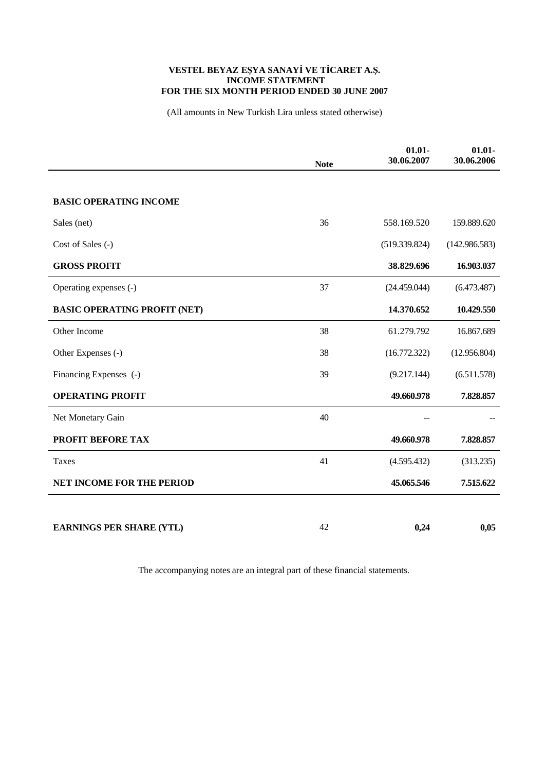**VESTEL BEYAZ EŞYA SANAYİ VE TİCARET A.Ş.**
**INCOME STATEMENT**
**FOR THE SIX MONTH PERIOD ENDED 30 JUNE 2007**

(All amounts in New Turkish Lira unless stated otherwise)

| | Note | 01.01-30.06.2007 | 01.01-30.06.2006 |
|---|---|---|---|
| **BASIC OPERATING INCOME** | | | |
| Sales (net) | 36 | 558.169.520 | 159.889.620 |
| Cost of Sales (-) | | (519.339.824) | (142.986.583) |
| **GROSS PROFIT** | | **38.829.696** | **16.903.037** |
| Operating expenses (-) | 37 | (24.459.044) | (6.473.487) |
| **BASIC OPERATING PROFIT (NET)** | | **14.370.652** | **10.429.550** |
| Other Income | 38 | 61.279.792 | 16.867.689 |
| Other Expenses (-) | 38 | (16.772.322) | (12.956.804) |
| Financing Expenses (-) | 39 | (9.217.144) | (6.511.578) |
| **OPERATING PROFIT** | | **49.660.978** | **7.828.857** |
| Net Monetary Gain | 40 | -- | -- |
| **PROFIT BEFORE TAX** | | **49.660.978** | **7.828.857** |
| Taxes | 41 | (4.595.432) | (313.235) |
| **NET INCOME FOR THE PERIOD** | | **45.065.546** | **7.515.622** |
| **EARNINGS PER SHARE (YTL)** | 42 | **0,24** | **0,05** |

The accompanying notes are an integral part of these financial statements.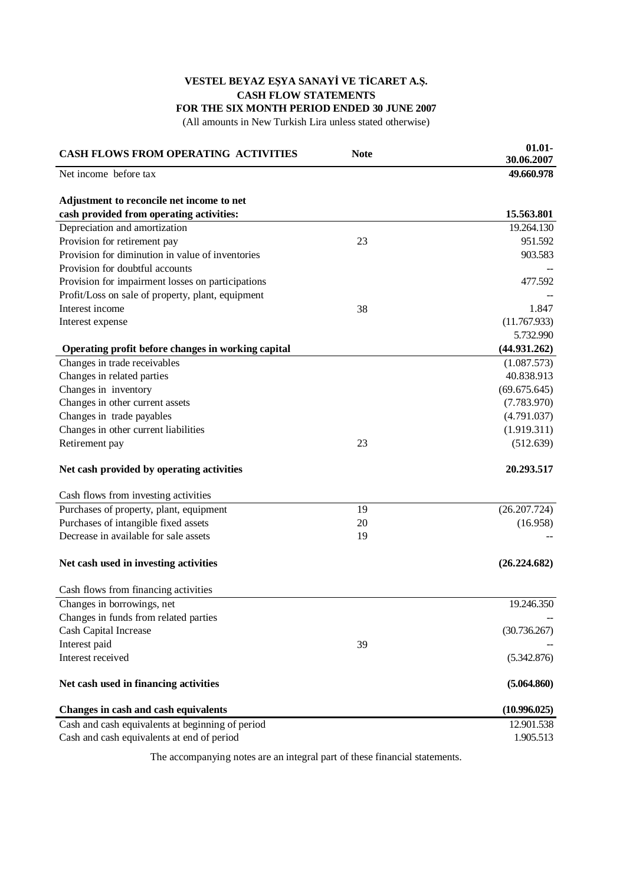**VESTEL BEYAZ EŞYA SANAYİ VE TİCARET A.Ş.**
**CASH FLOW STATEMENTS**
**FOR THE SIX MONTH PERIOD ENDED 30 JUNE 2007**
(All amounts in New Turkish Lira unless stated otherwise)

| **CASH FLOWS FROM OPERATING ACTIVITIES** | **Note** | **01.01-30.06.2007** |
|---|---|---|
| Net income before tax | | **49.660.978** |
| | | |
| **Adjustment to reconcile net income to net cash provided from operating activities:** | | **15.563.801** |
| Depreciation and amortization | | 19.264.130 |
| Provision for retirement pay | 23 | 951.592 |
| Provision for diminution in value of inventories | | 903.583 |
| Provision for doubtful accounts | | -- |
| Provision for impairment losses on participations | | 477.592 |
| Profit/Loss on sale of property, plant, equipment | | -- |
| Interest income | 38 | 1.847 |
| Interest expense | | (11.767.933) |
| | | 5.732.990 |
| **Operating profit before changes in working capital** | | **(44.931.262)** |
| Changes in trade receivables | | (1.087.573) |
| Changes in related parties | | 40.838.913 |
| Changes in inventory | | (69.675.645) |
| Changes in other current assets | | (7.783.970) |
| Changes in trade payables | | (4.791.037) |
| Changes in other current liabilities | | (1.919.311) |
| Retirement pay | 23 | (512.639) |
| | | |
| **Net cash provided by operating activities** | | **20.293.517** |
| | | |
| Cash flows from investing activities | | |
| Purchases of property, plant, equipment | 19 | (26.207.724) |
| Purchases of intangible fixed assets | 20 | (16.958) |
| Decrease in available for sale assets | 19 | -- |
| | | |
| **Net cash used in investing activities** | | **(26.224.682)** |
| | | |
| Cash flows from financing activities | | |
| Changes in borrowings, net | | 19.246.350 |
| Changes in funds from related parties | | -- |
| Cash Capital Increase | | (30.736.267) |
| Interest paid | 39 | -- |
| Interest received | | (5.342.876) |
| | | |
| **Net cash used in financing activities** | | **(5.064.860)** |
| | | |
| **Changes in cash and cash equivalents** | | **(10.996.025)** |
| Cash and cash equivalents at beginning of period | | 12.901.538 |
| Cash and cash equivalents at end of period | | 1.905.513 |

The accompanying notes are an integral part of these financial statements.